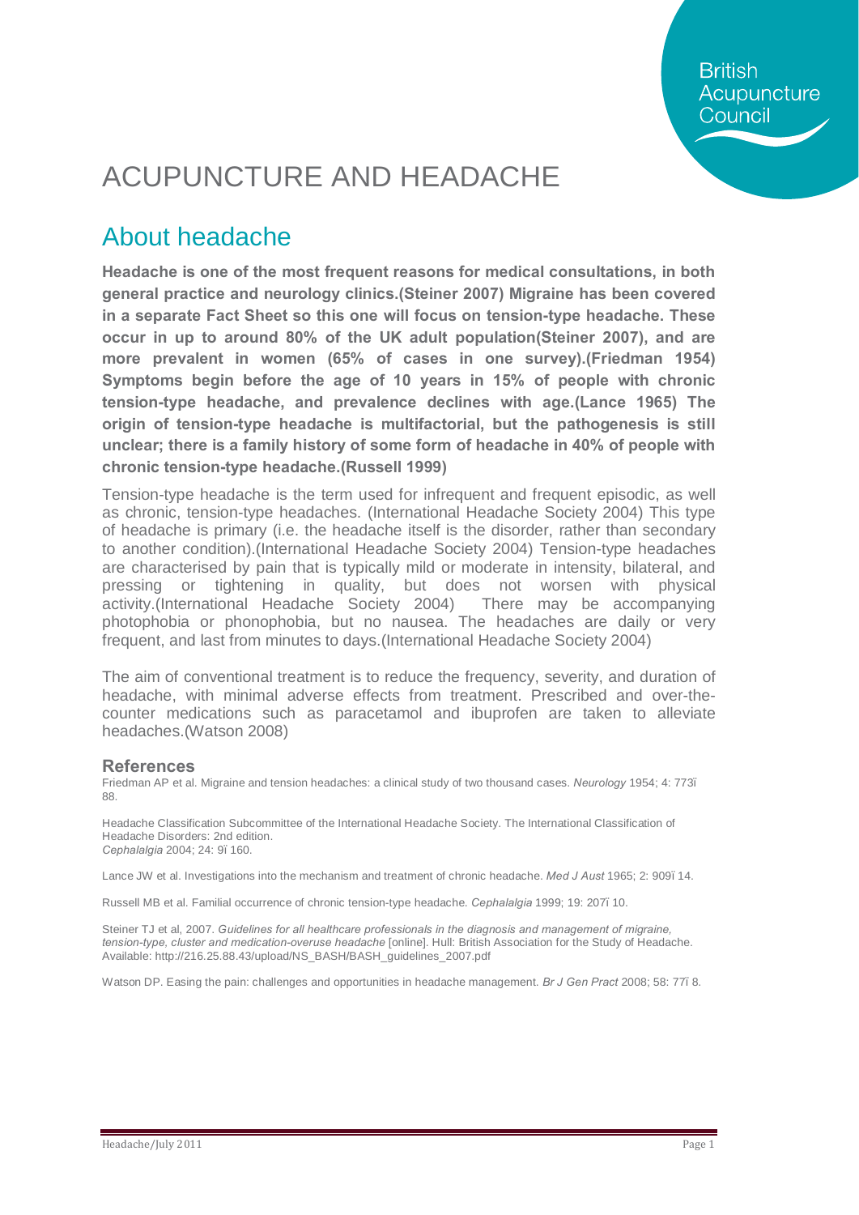# ACUPUNCTURE AND HEADACHE

## About headache

**Headache is one of the most frequent reasons for medical consultations, in both general practice and neurology clinics.(Steiner 2007) Migraine has been covered in a separate Fact Sheet so this one will focus on tension-type headache. These occur in up to around 80% of the UK adult population(Steiner 2007), and are more prevalent in women (65% of cases in one survey).(Friedman 1954) Symptoms begin before the age of 10 years in 15% of people with chronic tension-type headache, and prevalence declines with age.(Lance 1965) The origin of tension-type headache is multifactorial, but the pathogenesis is still unclear; there is a family history of some form of headache in 40% of people with chronic tension-type headache.(Russell 1999)**

Tension-type headache is the term used for infrequent and frequent episodic, as well as chronic, tension-type headaches. (International Headache Society 2004) This type of headache is primary (i.e. the headache itself is the disorder, rather than secondary to another condition).(International Headache Society 2004) Tension-type headaches are characterised by pain that is typically mild or moderate in intensity, bilateral, and pressing or tightening in quality, but does not worsen with physical activity.(International Headache Society 2004) There may be accompanying photophobia or phonophobia, but no nausea. The headaches are daily or very frequent, and last from minutes to days.(International Headache Society 2004)

The aim of conventional treatment is to reduce the frequency, severity, and duration of headache, with minimal adverse effects from treatment. Prescribed and over-the-counter medications such as paracetamol and ibuprofen are taken to alleviate headaches.(Watson 2008)

### References

Friedman AP et al. Migraine and tension headaches: a clinical study of two thousand cases. *Neurology* 1954; 4: 773ï 88.

Headache Classification Subcommittee of the International Headache Society. The International Classification of Headache Disorders: 2nd edition. *Cephalalgia* 2004; 24: 9ï 160.

Lance JW et al. Investigations into the mechanism and treatment of chronic headache. *Med J Aust* 1965; 2: 909ï 14.

Russell MB et al. Familial occurrence of chronic tension-type headache. *Cephalalgia* 1999; 19: 207ï 10.

Steiner TJ et al, 2007. *Guidelines for all healthcare professionals in the diagnosis and management of migraine, tension-type, cluster and medication-overuse headache* [online]. Hull: British Association for the Study of Headache. Available: http://216.25.88.43/upload/NS_BASH/BASH_guidelines_2007.pdf

Watson DP. Easing the pain: challenges and opportunities in headache management. *Br J Gen Pract* 2008; 58: 77ï 8.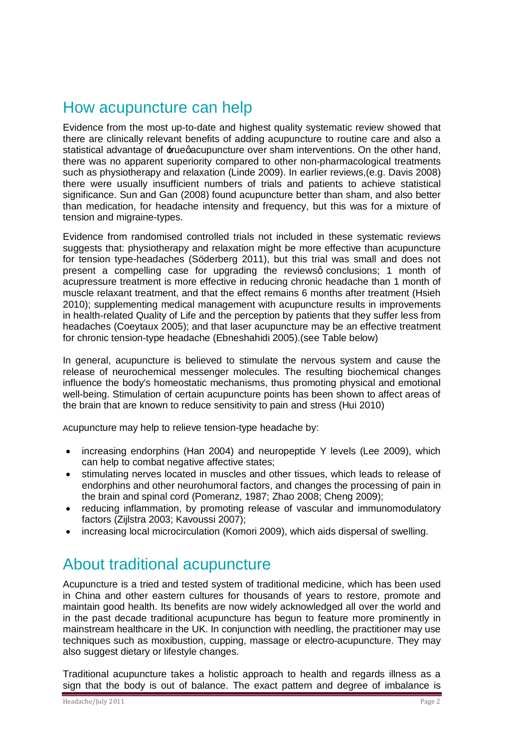## How acupuncture can help

Evidence from the most up-to-date and highest quality systematic review showed that there are clinically relevant benefits of adding acupuncture to routine care and also a statistical advantage of 'true' acupuncture over sham interventions. On the other hand, there was no apparent superiority compared to other non-pharmacological treatments such as physiotherapy and relaxation (Linde 2009). In earlier reviews,(e.g. Davis 2008) there were usually insufficient numbers of trials and patients to achieve statistical significance. Sun and Gan (2008) found acupuncture better than sham, and also better than medication, for headache intensity and frequency, but this was for a mixture of tension and migraine-types.

Evidence from randomised controlled trials not included in these systematic reviews suggests that: physiotherapy and relaxation might be more effective than acupuncture for tension type-headaches (Söderberg 2011), but this trial was small and does not present a compelling case for upgrading the reviews' conclusions; 1 month of acupressure treatment is more effective in reducing chronic headache than 1 month of muscle relaxant treatment, and that the effect remains 6 months after treatment (Hsieh 2010); supplementing medical management with acupuncture results in improvements in health-related Quality of Life and the perception by patients that they suffer less from headaches (Coeytaux 2005); and that laser acupuncture may be an effective treatment for chronic tension-type headache (Ebneshahidi 2005).(see Table below)

In general, acupuncture is believed to stimulate the nervous system and cause the release of neurochemical messenger molecules. The resulting biochemical changes influence the body's homeostatic mechanisms, thus promoting physical and emotional well-being. Stimulation of certain acupuncture points has been shown to affect areas of the brain that are known to reduce sensitivity to pain and stress (Hui 2010)

Acupuncture may help to relieve tension-type headache by:

- increasing endorphins (Han 2004) and neuropeptide Y levels (Lee 2009), which can help to combat negative affective states;
- stimulating nerves located in muscles and other tissues, which leads to release of endorphins and other neurohumoral factors, and changes the processing of pain in the brain and spinal cord (Pomeranz, 1987; Zhao 2008; Cheng 2009);
- reducing inflammation, by promoting release of vascular and immunomodulatory factors (Zijlstra 2003; Kavoussi 2007);
- increasing local microcirculation (Komori 2009), which aids dispersal of swelling.

## About traditional acupuncture

Acupuncture is a tried and tested system of traditional medicine, which has been used in China and other eastern cultures for thousands of years to restore, promote and maintain good health. Its benefits are now widely acknowledged all over the world and in the past decade traditional acupuncture has begun to feature more prominently in mainstream healthcare in the UK. In conjunction with needling, the practitioner may use techniques such as moxibustion, cupping, massage or electro-acupuncture. They may also suggest dietary or lifestyle changes.

Traditional acupuncture takes a holistic approach to health and regards illness as a sign that the body is out of balance. The exact pattern and degree of imbalance is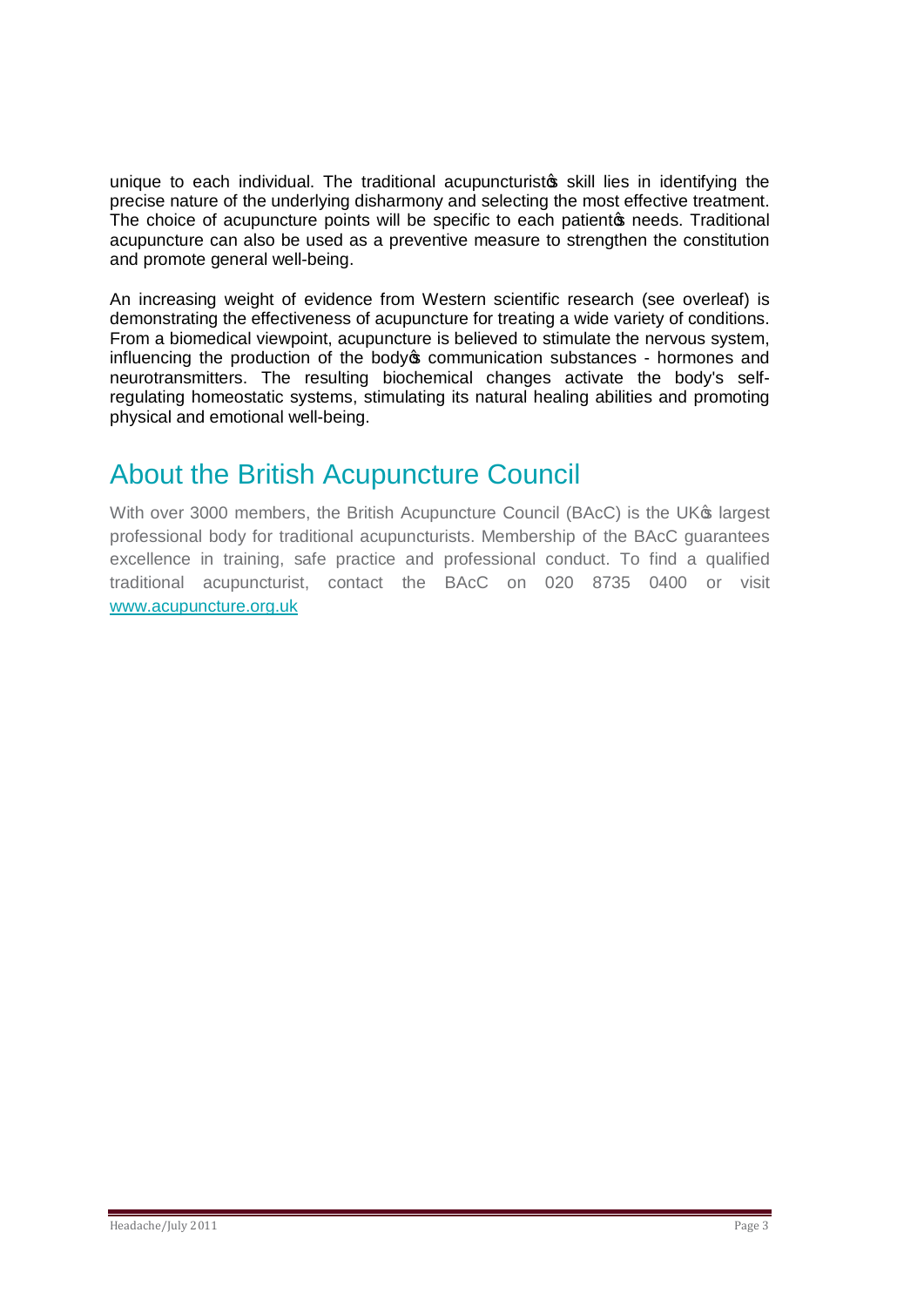unique to each individual. The traditional acupuncturistҫ skill lies in identifying the precise nature of the underlying disharmony and selecting the most effective treatment. The choice of acupuncture points will be specific to each patientҫ needs. Traditional acupuncture can also be used as a preventive measure to strengthen the constitution and promote general well-being.

An increasing weight of evidence from Western scientific research (see overleaf) is demonstrating the effectiveness of acupuncture for treating a wide variety of conditions. From a biomedical viewpoint, acupuncture is believed to stimulate the nervous system, influencing the production of the bodyҫ communication substances - hormones and neurotransmitters. The resulting biochemical changes activate the body's self-regulating homeostatic systems, stimulating its natural healing abilities and promoting physical and emotional well-being.

## About the British Acupuncture Council

With over 3000 members, the British Acupuncture Council (BAcC) is the UKҫ largest professional body for traditional acupuncturists. Membership of the BAcC guarantees excellence in training, safe practice and professional conduct. To find a qualified traditional acupuncturist, contact the BAcC on 020 8735 0400 or visit [www.acupuncture.org.uk](http://www.acupuncture.org.uk)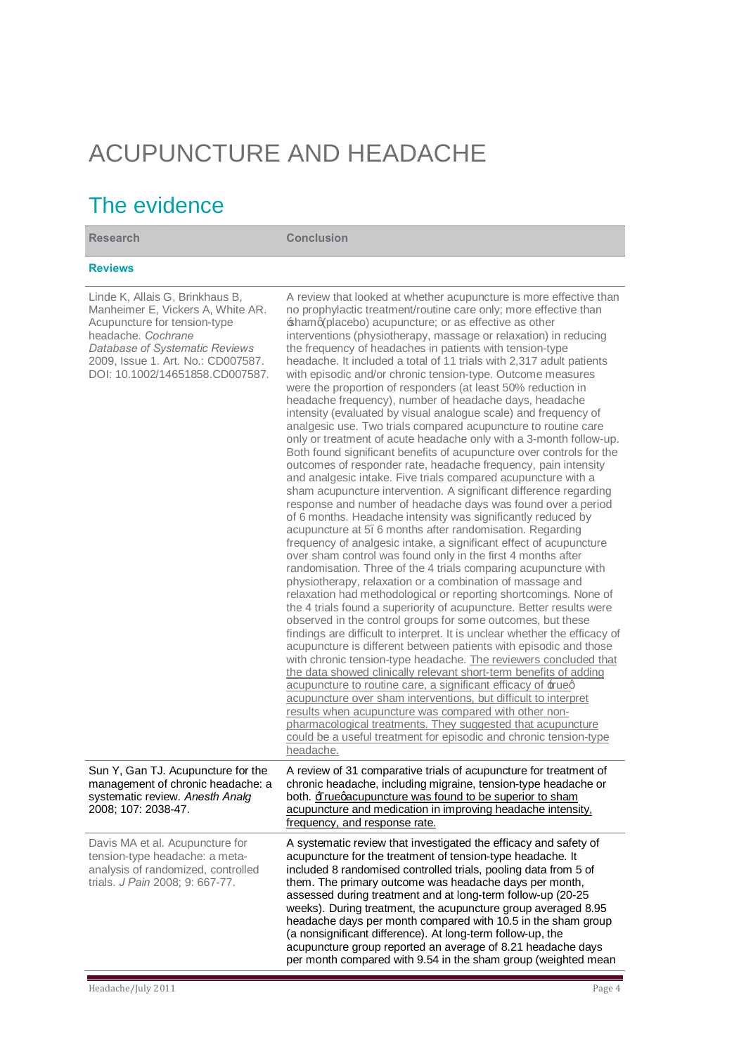# ACUPUNCTURE AND HEADACHE

## The evidence

| Research | Conclusion |
|---|---|
| **Reviews** | |
| Linde K, Allais G, Brinkhaus B, Manheimer E, Vickers A, White AR. Acupuncture for tension-type headache. *Cochrane Database of Systematic Reviews* 2009, Issue 1. Art. No.: CD007587. DOI: 10.1002/14651858.CD007587. | A review that looked at whether acupuncture is more effective than no prophylactic treatment/routine care only; more effective than 'sham' (placebo) acupuncture; or as effective as other interventions (physiotherapy, massage or relaxation) in reducing the frequency of headaches in patients with tension-type headache. It included a total of 11 trials with 2,317 adult patients with episodic and/or chronic tension-type. Outcome measures were the proportion of responders (at least 50% reduction in headache frequency), number of headache days, headache intensity (evaluated by visual analogue scale) and frequency of analgesic use. Two trials compared acupuncture to routine care only or treatment of acute headache only with a 3-month follow-up. Both found significant benefits of acupuncture over controls for the outcomes of responder rate, headache frequency, pain intensity and analgesic intake. Five trials compared acupuncture with a sham acupuncture intervention. A significant difference regarding response and number of headache days was found over a period of 6 months. Headache intensity was significantly reduced by acupuncture at 5–6 months after randomisation. Regarding frequency of analgesic intake, a significant effect of acupuncture over sham control was found only in the first 4 months after randomisation. Three of the 4 trials comparing acupuncture with physiotherapy, relaxation or a combination of massage and relaxation had methodological or reporting shortcomings. None of the 4 trials found a superiority of acupuncture. Better results were observed in the control groups for some outcomes, but these findings are difficult to interpret. It is unclear whether the efficacy of acupuncture is different between patients with episodic and those with chronic tension-type headache. The reviewers concluded that the data showed clinically relevant short-term benefits of adding acupuncture to routine care, a significant efficacy of 'true' acupuncture over sham interventions, but difficult to interpret results when acupuncture was compared with other non-pharmacological treatments. They suggested that acupuncture could be a useful treatment for episodic and chronic tension-type headache. |
| Sun Y, Gan TJ. Acupuncture for the management of chronic headache: a systematic review. *Anesth Analg* 2008; 107: 2038-47. | A review of 31 comparative trials of acupuncture for treatment of chronic headache, including migraine, tension-type headache or both. 'True' acupuncture was found to be superior to sham acupuncture and medication in improving headache intensity, frequency, and response rate. |
| Davis MA et al. Acupuncture for tension-type headache: a meta-analysis of randomized, controlled trials. *J Pain* 2008; 9: 667-77. | A systematic review that investigated the efficacy and safety of acupuncture for the treatment of tension-type headache. It included 8 randomised controlled trials, pooling data from 5 of them. The primary outcome was headache days per month, assessed during treatment and at long-term follow-up (20-25 weeks). During treatment, the acupuncture group averaged 8.95 headache days per month compared with 10.5 in the sham group (a nonsignificant difference). At long-term follow-up, the acupuncture group reported an average of 8.21 headache days per month compared with 9.54 in the sham group (weighted mean |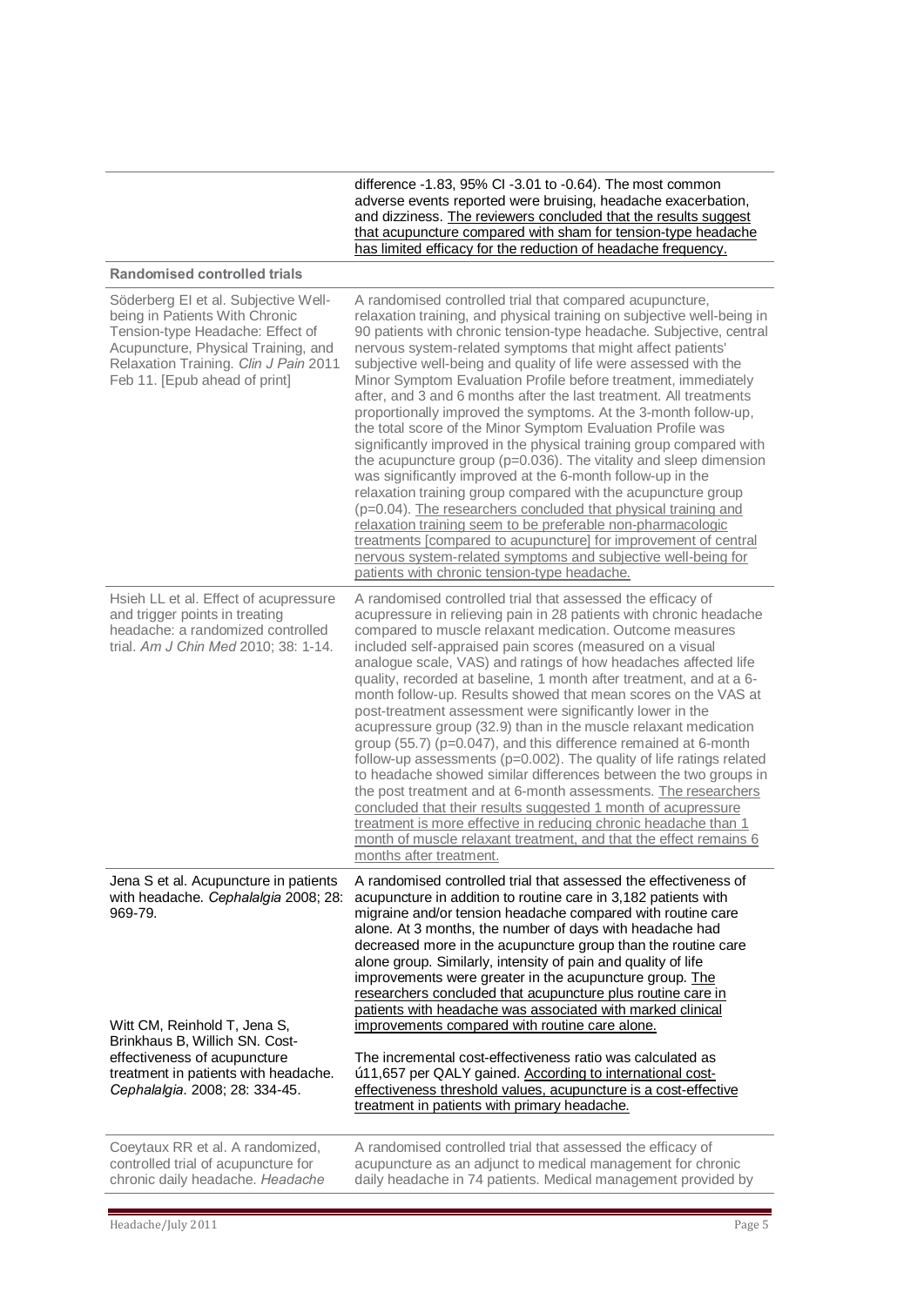| | |
|---|---|
| | difference -1.83, 95% CI -3.01 to -0.64). The most common adverse events reported were bruising, headache exacerbation, and dizziness. The reviewers concluded that the results suggest that acupuncture compared with sham for tension-type headache has limited efficacy for the reduction of headache frequency. |
| **Randomised controlled trials** | |
| Söderberg EI et al. Subjective Well-being in Patients With Chronic Tension-type Headache: Effect of Acupuncture, Physical Training, and Relaxation Training. *Clin J Pain* 2011 Feb 11. [Epub ahead of print] | A randomised controlled trial that compared acupuncture, relaxation training, and physical training on subjective well-being in 90 patients with chronic tension-type headache. Subjective, central nervous system-related symptoms that might affect patients' subjective well-being and quality of life were assessed with the Minor Symptom Evaluation Profile before treatment, immediately after, and 3 and 6 months after the last treatment. All treatments proportionally improved the symptoms. At the 3-month follow-up, the total score of the Minor Symptom Evaluation Profile was significantly improved in the physical training group compared with the acupuncture group ($p=0.036$). The vitality and sleep dimension was significantly improved at the 6-month follow-up in the relaxation training group compared with the acupuncture group ($p=0.04$). The researchers concluded that physical training and relaxation training seem to be preferable non-pharmacologic treatments [compared to acupuncture] for improvement of central nervous system-related symptoms and subjective well-being for patients with chronic tension-type headache. |
| Hsieh LL et al. Effect of acupressure and trigger points in treating headache: a randomized controlled trial. *Am J Chin Med* 2010; 38: 1-14. | A randomised controlled trial that assessed the efficacy of acupressure in relieving pain in 28 patients with chronic headache compared to muscle relaxant medication. Outcome measures included self-appraised pain scores (measured on a visual analogue scale, VAS) and ratings of how headaches affected life quality, recorded at baseline, 1 month after treatment, and at a 6-month follow-up. Results showed that mean scores on the VAS at post-treatment assessment were significantly lower in the acupressure group (32.9) than in the muscle relaxant medication group (55.7) ($p=0.047$), and this difference remained at 6-month follow-up assessments ($p=0.002$). The quality of life ratings related to headache showed similar differences between the two groups in the post treatment and at 6-month assessments. The researchers concluded that their results suggested 1 month of acupressure treatment is more effective in reducing chronic headache than 1 month of muscle relaxant treatment, and that the effect remains 6 months after treatment. |
| Jena S et al. Acupuncture in patients with headache. *Cephalalgia* 2008; 28: 969-79.<br><br>Witt CM, Reinhold T, Jena S, Brinkhaus B, Willich SN. Cost-effectiveness of acupuncture treatment in patients with headache. *Cephalalgia.* 2008; 28: 334-45. | A randomised controlled trial that assessed the effectiveness of acupuncture in addition to routine care in 3,182 patients with migraine and/or tension headache compared with routine care alone. At 3 months, the number of days with headache had decreased more in the acupuncture group than the routine care alone group. Similarly, intensity of pain and quality of life improvements were greater in the acupuncture group. The researchers concluded that acupuncture plus routine care in patients with headache was associated with marked clinical improvements compared with routine care alone.<br><br>The incremental cost-effectiveness ratio was calculated as ú11,657 per QALY gained. According to international cost-effectiveness threshold values, acupuncture is a cost-effective treatment in patients with primary headache. |
| Coeytaux RR et al. A randomized, controlled trial of acupuncture for chronic daily headache. *Headache* | A randomised controlled trial that assessed the efficacy of acupuncture as an adjunct to medical management for chronic daily headache in 74 patients. Medical management provided by |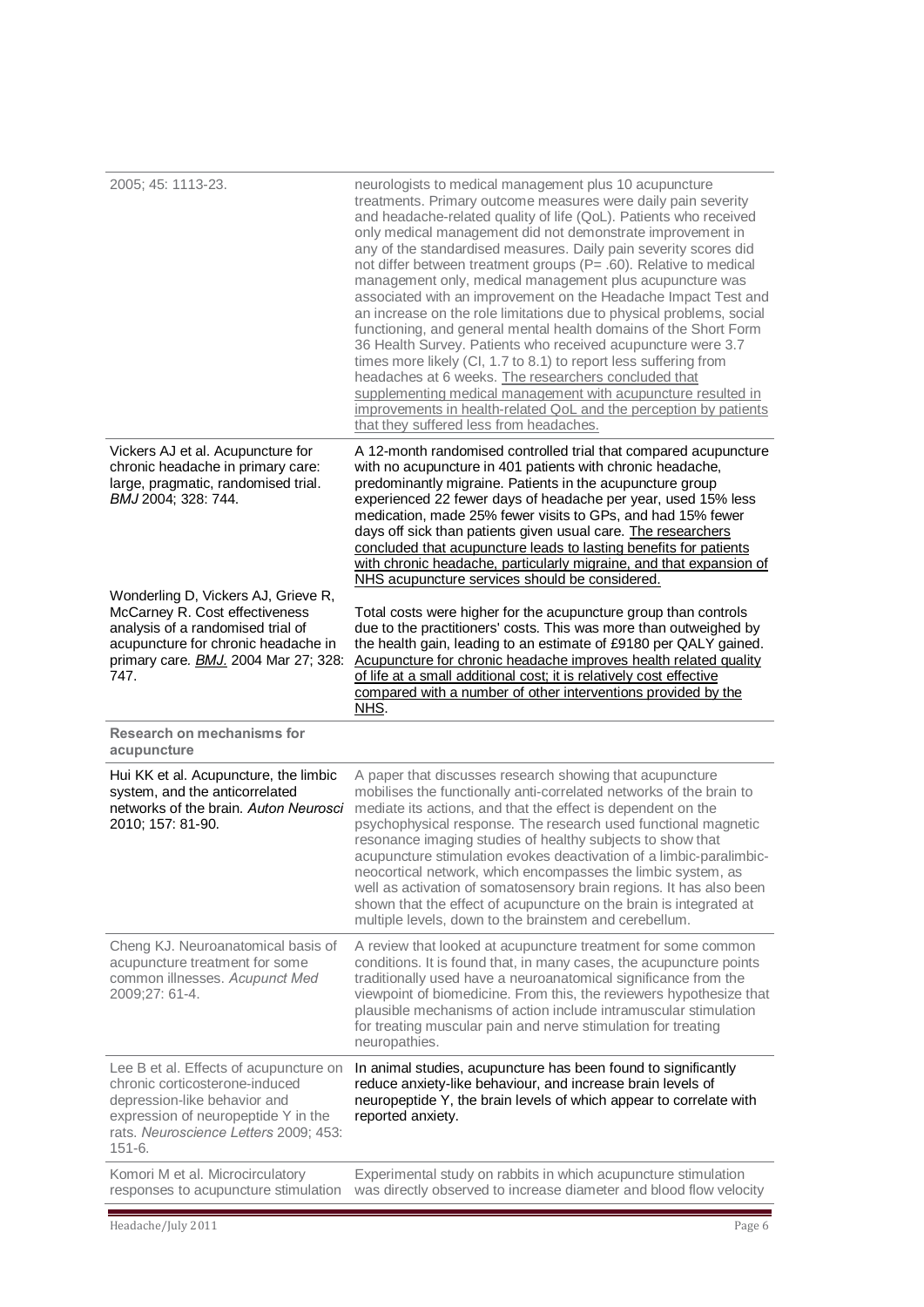| | |
|---|---|
| 2005; 45: 1113-23. | neurologists to medical management plus 10 acupuncture treatments. Primary outcome measures were daily pain severity and headache-related quality of life (QoL). Patients who received only medical management did not demonstrate improvement in any of the standardised measures. Daily pain severity scores did not differ between treatment groups (P= .60). Relative to medical management only, medical management plus acupuncture was associated with an improvement on the Headache Impact Test and an increase on the role limitations due to physical problems, social functioning, and general mental health domains of the Short Form 36 Health Survey. Patients who received acupuncture were 3.7 times more likely (CI, 1.7 to 8.1) to report less suffering from headaches at 6 weeks. The researchers concluded that supplementing medical management with acupuncture resulted in improvements in health-related QoL and the perception by patients that they suffered less from headaches. |
| Vickers AJ et al. Acupuncture for chronic headache in primary care: large, pragmatic, randomised trial. *BMJ* 2004; 328: 744.<br><br>Wonderling D, Vickers AJ, Grieve R, McCarney R. Cost effectiveness analysis of a randomised trial of acupuncture for chronic headache in primary care. *BMJ.* 2004 Mar 27; 328: 747. | A 12-month randomised controlled trial that compared acupuncture with no acupuncture in 401 patients with chronic headache, predominantly migraine. Patients in the acupuncture group experienced 22 fewer days of headache per year, used 15% less medication, made 25% fewer visits to GPs, and had 15% fewer days off sick than patients given usual care. The researchers concluded that acupuncture leads to lasting benefits for patients with chronic headache, particularly migraine, and that expansion of NHS acupuncture services should be considered.<br><br>Total costs were higher for the acupuncture group than controls due to the practitioners' costs. This was more than outweighed by the health gain, leading to an estimate of £9180 per QALY gained. Acupuncture for chronic headache improves health related quality of life at a small additional cost; it is relatively cost effective compared with a number of other interventions provided by the NHS. |
| **Research on mechanisms for acupuncture** | |
| Hui KK et al. Acupuncture, the limbic system, and the anticorrelated networks of the brain. *Auton Neurosci* 2010; 157: 81-90. | A paper that discusses research showing that acupuncture mobilises the functionally anti-correlated networks of the brain to mediate its actions, and that the effect is dependent on the psychophysical response. The research used functional magnetic resonance imaging studies of healthy subjects to show that acupuncture stimulation evokes deactivation of a limbic-paralimbic-neocortical network, which encompasses the limbic system, as well as activation of somatosensory brain regions. It has also been shown that the effect of acupuncture on the brain is integrated at multiple levels, down to the brainstem and cerebellum. |
| Cheng KJ. Neuroanatomical basis of acupuncture treatment for some common illnesses. *Acupunct Med* 2009;27: 61-4. | A review that looked at acupuncture treatment for some common conditions. It is found that, in many cases, the acupuncture points traditionally used have a neuroanatomical significance from the viewpoint of biomedicine. From this, the reviewers hypothesize that plausible mechanisms of action include intramuscular stimulation for treating muscular pain and nerve stimulation for treating neuropathies. |
| Lee B et al. Effects of acupuncture on chronic corticosterone-induced depression-like behavior and expression of neuropeptide Y in the rats. *Neuroscience Letters* 2009; 453: 151-6. | In animal studies, acupuncture has been found to significantly reduce anxiety-like behaviour, and increase brain levels of neuropeptide Y, the brain levels of which appear to correlate with reported anxiety. |
| Komori M et al. Microcirculatory responses to acupuncture stimulation | Experimental study on rabbits in which acupuncture stimulation was directly observed to increase diameter and blood flow velocity |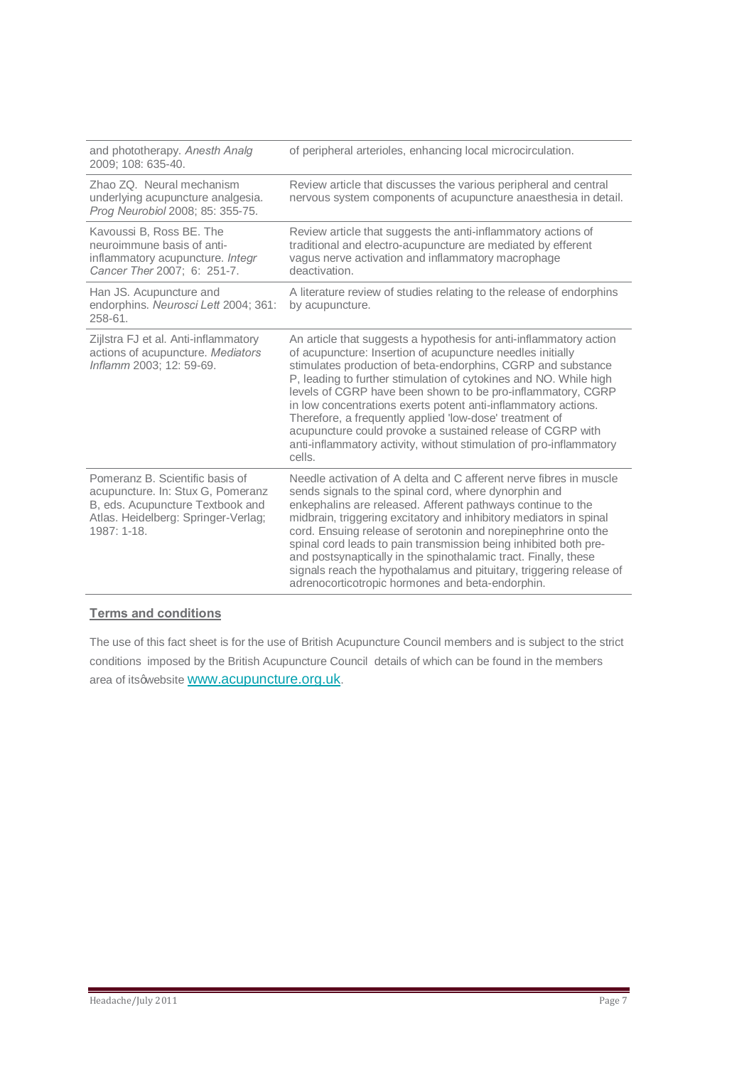| | |
|---|---|
| and phototherapy. *Anesth Analg* 2009; 108: 635-40. | of peripheral arterioles, enhancing local microcirculation. |
| Zhao ZQ. Neural mechanism underlying acupuncture analgesia. *Prog Neurobiol* 2008; 85: 355-75. | Review article that discusses the various peripheral and central nervous system components of acupuncture anaesthesia in detail. |
| Kavoussi B, Ross BE. The neuroimmune basis of anti-inflammatory acupuncture. *Integr Cancer Ther* 2007; 6: 251-7. | Review article that suggests the anti-inflammatory actions of traditional and electro-acupuncture are mediated by efferent vagus nerve activation and inflammatory macrophage deactivation. |
| Han JS. Acupuncture and endorphins. *Neurosci Lett* 2004; 361: 258-61. | A literature review of studies relating to the release of endorphins by acupuncture. |
| Zijlstra FJ et al. Anti-inflammatory actions of acupuncture. *Mediators Inflamm* 2003; 12: 59-69. | An article that suggests a hypothesis for anti-inflammatory action of acupuncture: Insertion of acupuncture needles initially stimulates production of beta-endorphins, CGRP and substance P, leading to further stimulation of cytokines and NO. While high levels of CGRP have been shown to be pro-inflammatory, CGRP in low concentrations exerts potent anti-inflammatory actions. Therefore, a frequently applied 'low-dose' treatment of acupuncture could provoke a sustained release of CGRP with anti-inflammatory activity, without stimulation of pro-inflammatory cells. |
| Pomeranz B. Scientific basis of acupuncture. In: Stux G, Pomeranz B, eds. Acupuncture Textbook and Atlas. Heidelberg: Springer-Verlag; 1987: 1-18. | Needle activation of A delta and C afferent nerve fibres in muscle sends signals to the spinal cord, where dynorphin and enkephalins are released. Afferent pathways continue to the midbrain, triggering excitatory and inhibitory mediators in spinal cord. Ensuing release of serotonin and norepinephrine onto the spinal cord leads to pain transmission being inhibited both pre- and postsynaptically in the spinothalamic tract. Finally, these signals reach the hypothalamus and pituitary, triggering release of adrenocorticotropic hormones and beta-endorphin. |

## Terms and conditions

The use of this fact sheet is for the use of British Acupuncture Council members and is subject to the strict conditions imposed by the British Acupuncture Council details of which can be found in the members area of its website www.acupuncture.org.uk.